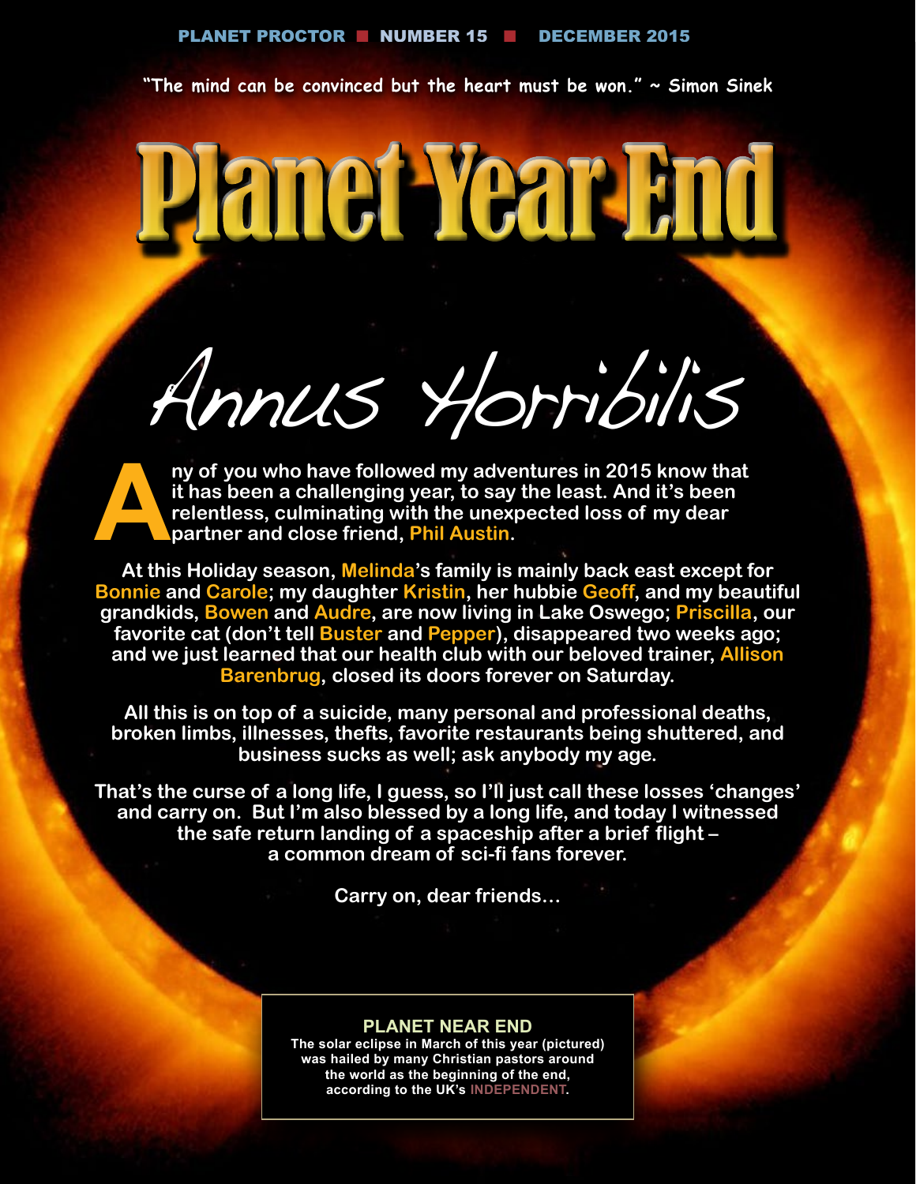PLANET PROCTOR ■ NUMBER 15 ■ DECEMBER 2015

"The mind can be convinced but the heart must be won." ~ Simon Sinek

# Planet Year End

## Annus Horribilis

**Any of you who have followed my adventures in 2015 know that it has been a challenging year, to say the least. And it's been relentless, culminating with the unexpected loss of my dear partner and close friend, Phil Austin.**

**At this Holiday season, Melinda's family is mainly back east except for Bonnie and Carole; my daughter Kristin, her hubbie Geoff, and my beautiful grandkids, Bowen and Audre, are now living in Lake Oswego; Priscilla, our favorite cat (don't tell Buster and Pepper), disappeared two weeks ago; and we just learned that our health club with our beloved trainer, Allison Barenbrug, closed its doors forever on Saturday.**

**All this is on top of a suicide, many personal and professional deaths, broken limbs, illnesses, thefts, favorite restaurants being shuttered, and business sucks as well; ask anybody my age.**

**That's the curse of a long life, I guess, so I'll just call these losses 'changes' and carry on. But I'm also blessed by a long life, and today I witnessed the safe return landing of a spaceship after a brief flight – a common dream of sci-fi fans forever.**

**Carry on, dear friends...**

**PLANET NEAR END**

**The solar eclipse in March of this year (pictured) was hailed by many Christian pastors around the world as the beginning of the end, according to the UK's INDEPENDENT.**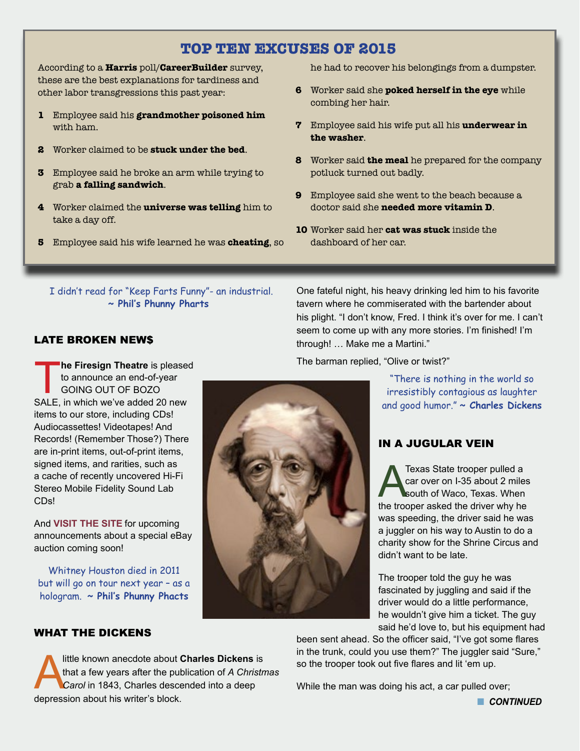## TOP TEN EXCUSES OF 2015

According to a **Harris** poll/**CareerBuilder** survey, these are the best explanations for tardiness and other labor transgressions this past year:

1. Employee said his **grandmother poisoned him** with ham.
2. Worker claimed to be **stuck under the bed**.
3. Employee said he broke an arm while trying to grab **a falling sandwich**.
4. Worker claimed the **universe was telling** him to take a day off.
5. Employee said his wife learned he was **cheating**, so he had to recover his belongings from a dumpster.
6. Worker said she **poked herself in the eye** while combing her hair.
7. Employee said his wife put all his **underwear in the washer**.
8. Worker said **the meal** he prepared for the company potluck turned out badly.
9. Employee said she went to the beach because a doctor said she **needed more vitamin D**.
10. Worker said her **cat was stuck** inside the dashboard of her car.

I didn't read for "Keep Farts Funny"- an industrial. ~ **Phil's Phunny Pharts**

### LATE BROKEN NEW$

**The Firesign Theatre** is pleased to announce an end-of-year GOING OUT OF BOZO SALE, in which we've added 20 new items to our store, including CDs! Audiocassettes! Videotapes! And Records! (Remember Those?) There are in-print items, out-of-print items, signed items, and rarities, such as a cache of recently uncovered Hi-Fi Stereo Mobile Fidelity Sound Lab CDs!

And **VISIT THE SITE** for upcoming announcements about a special eBay auction coming soon!

Whitney Houston died in 2011 but will go on tour next year – as a hologram. ~ **Phil's Phunny Phacts**

### WHAT THE DICKENS

A little known anecdote about **Charles Dickens** is that a few years after the publication of *A Christmas Carol* in 1843, Charles descended into a deep depression about his writer's block.

One fateful night, his heavy drinking led him to his favorite tavern where he commiserated with the bartender about his plight. "I don't know, Fred. I think it's over for me. I can't seem to come up with any more stories. I'm finished! I'm through! … Make me a Martini."

The barman replied, "Olive or twist?"

"There is nothing in the world so irresistibly contagious as laughter and good humor." ~ **Charles Dickens**

### IN A JUGULAR VEIN

A Texas State trooper pulled a car over on I-35 about 2 miles south of Waco, Texas. When the trooper asked the driver why he was speeding, the driver said he was a juggler on his way to Austin to do a charity show for the Shrine Circus and didn't want to be late.

The trooper told the guy he was fascinated by juggling and said if the driver would do a little performance, he wouldn't give him a ticket. The guy said he'd love to, but his equipment had been sent ahead. So the officer said, "I've got some flares in the trunk, could you use them?" The juggler said "Sure," so the trooper took out five flares and lit 'em up.

While the man was doing his act, a car pulled over;

**CONTINUED**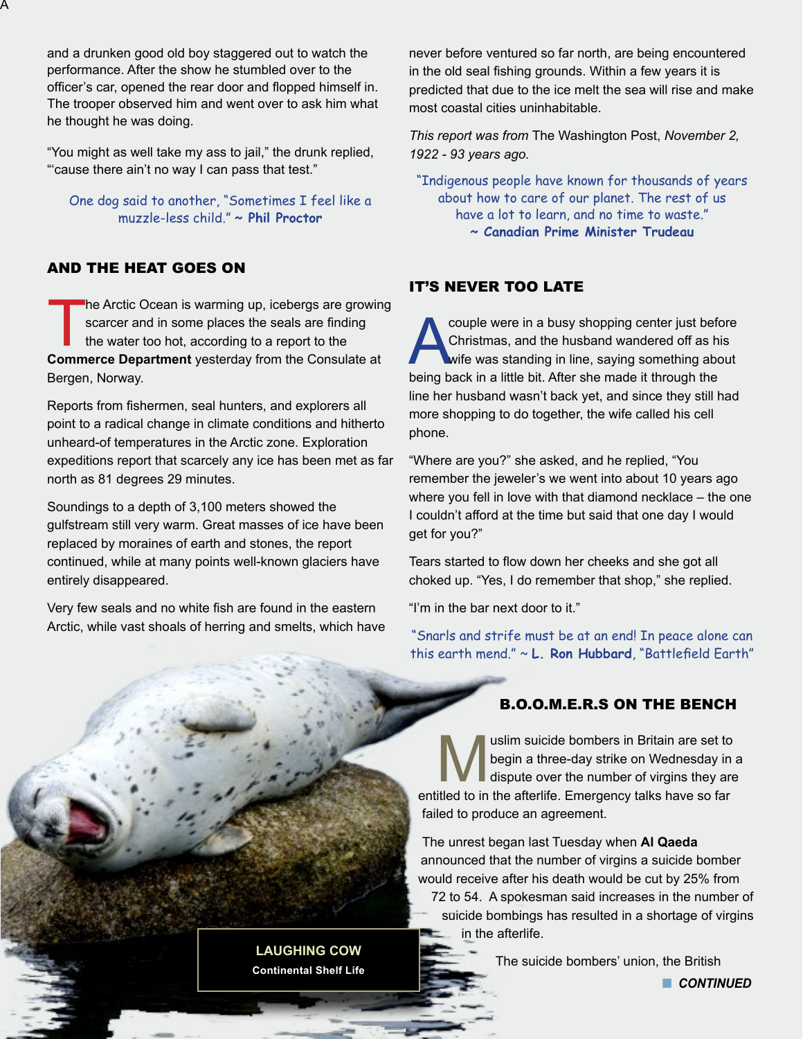and a drunken good old boy staggered out to watch the performance. After the show he stumbled over to the officer's car, opened the rear door and flopped himself in. The trooper observed him and went over to ask him what he thought he was doing.

"You might as well take my ass to jail," the drunk replied, "'cause there ain't no way I can pass that test."

One dog said to another, "Sometimes I feel like a muzzle-less child." ~ **Phil Proctor**

## AND THE HEAT GOES ON

The Arctic Ocean is warming up, icebergs are growing scarcer and in some places the seals are finding the water too hot, according to a report to the **Commerce Department** yesterday from the Consulate at Bergen, Norway.

Reports from fishermen, seal hunters, and explorers all point to a radical change in climate conditions and hitherto unheard-of temperatures in the Arctic zone. Exploration expeditions report that scarcely any ice has been met as far north as 81 degrees 29 minutes.

Soundings to a depth of 3,100 meters showed the gulfstream still very warm. Great masses of ice have been replaced by moraines of earth and stones, the report continued, while at many points well-known glaciers have entirely disappeared.

Very few seals and no white fish are found in the eastern Arctic, while vast shoals of herring and smelts, which have never before ventured so far north, are being encountered in the old seal fishing grounds. Within a few years it is predicted that due to the ice melt the sea will rise and make most coastal cities uninhabitable.

*This report was from* The Washington Post, *November 2, 1922 - 93 years ago.*

"Indigenous people have known for thousands of years about how to care of our planet. The rest of us have a lot to learn, and no time to waste." **~ Canadian Prime Minister Trudeau**

## IT'S NEVER TOO LATE

A couple were in a busy shopping center just before Christmas, and the husband wandered off as his wife was standing in line, saying something about being back in a little bit. After she made it through the line her husband wasn't back yet, and since they still had more shopping to do together, the wife called his cell phone.

"Where are you?" she asked, and he replied, "You remember the jeweler's we went into about 10 years ago where you fell in love with that diamond necklace – the one I couldn't afford at the time but said that one day I would get for you?"

Tears started to flow down her cheeks and she got all choked up. "Yes, I do remember that shop," she replied.

"I'm in the bar next door to it."

"Snarls and strife must be at an end! In peace alone can this earth mend." ~ **L. Ron Hubbard**, "Battlefield Earth"

## B.O.O.M.E.R.S ON THE BENCH

Muslim suicide bombers in Britain are set to begin a three-day strike on Wednesday in a dispute over the number of virgins they are entitled to in the afterlife. Emergency talks have so far failed to produce an agreement.

The unrest began last Tuesday when **Al Qaeda** announced that the number of virgins a suicide bomber would receive after his death would be cut by 25% from 72 to 54. A spokesman said increases in the number of suicide bombings has resulted in a shortage of virgins in the afterlife.

The suicide bombers' union, the British

**CONTINUED**

**LAUGHING COW**
**Continental Shelf Life**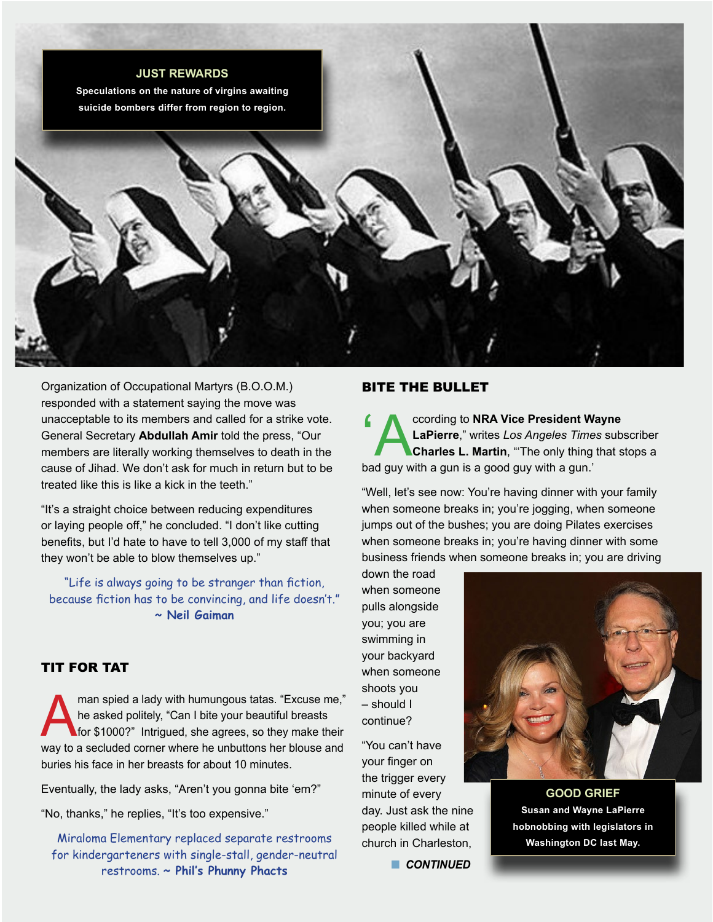**JUST REWARDS**

Speculations on the nature of virgins awaiting suicide bombers differ from region to region.

Organization of Occupational Martyrs (B.O.O.M.) responded with a statement saying the move was unacceptable to its members and called for a strike vote. General Secretary **Abdullah Amir** told the press, "Our members are literally working themselves to death in the cause of Jihad. We don't ask for much in return but to be treated like this is like a kick in the teeth."

"It's a straight choice between reducing expenditures or laying people off," he concluded. "I don't like cutting benefits, but I'd hate to have to tell 3,000 of my staff that they won't be able to blow themselves up."

"Life is always going to be stranger than fiction, because fiction has to be convincing, and life doesn't."
~ **Neil Gaiman**

## TIT FOR TAT

A man spied a lady with humungous tatas. "Excuse me," he asked politely, "Can I bite your beautiful breasts for $1000?" Intrigued, she agrees, so they make their way to a secluded corner where he unbuttons her blouse and buries his face in her breasts for about 10 minutes.

Eventually, the lady asks, "Aren't you gonna bite 'em?"

"No, thanks," he replies, "It's too expensive."

Miraloma Elementary replaced separate restrooms for kindergarteners with single-stall, gender-neutral restrooms. ~ **Phil's Phunny Phacts**

## BITE THE BULLET

'According to **NRA Vice President Wayne LaPierre**," writes *Los Angeles Times* subscriber **Charles L. Martin**, "'The only thing that stops a bad guy with a gun is a good guy with a gun.'

"Well, let's see now: You're having dinner with your family when someone breaks in; you're jogging, when someone jumps out of the bushes; you are doing Pilates exercises when someone breaks in; you're having dinner with some business friends when someone breaks in; you are driving down the road when someone pulls alongside you; you are swimming in your backyard when someone shoots you – should I continue?

"You can't have your finger on the trigger every minute of every day. Just ask the nine people killed while at church in Charleston,

**GOOD GRIEF**

Susan and Wayne LaPierre hobnobbing with legislators in Washington DC last May.

*CONTINUED*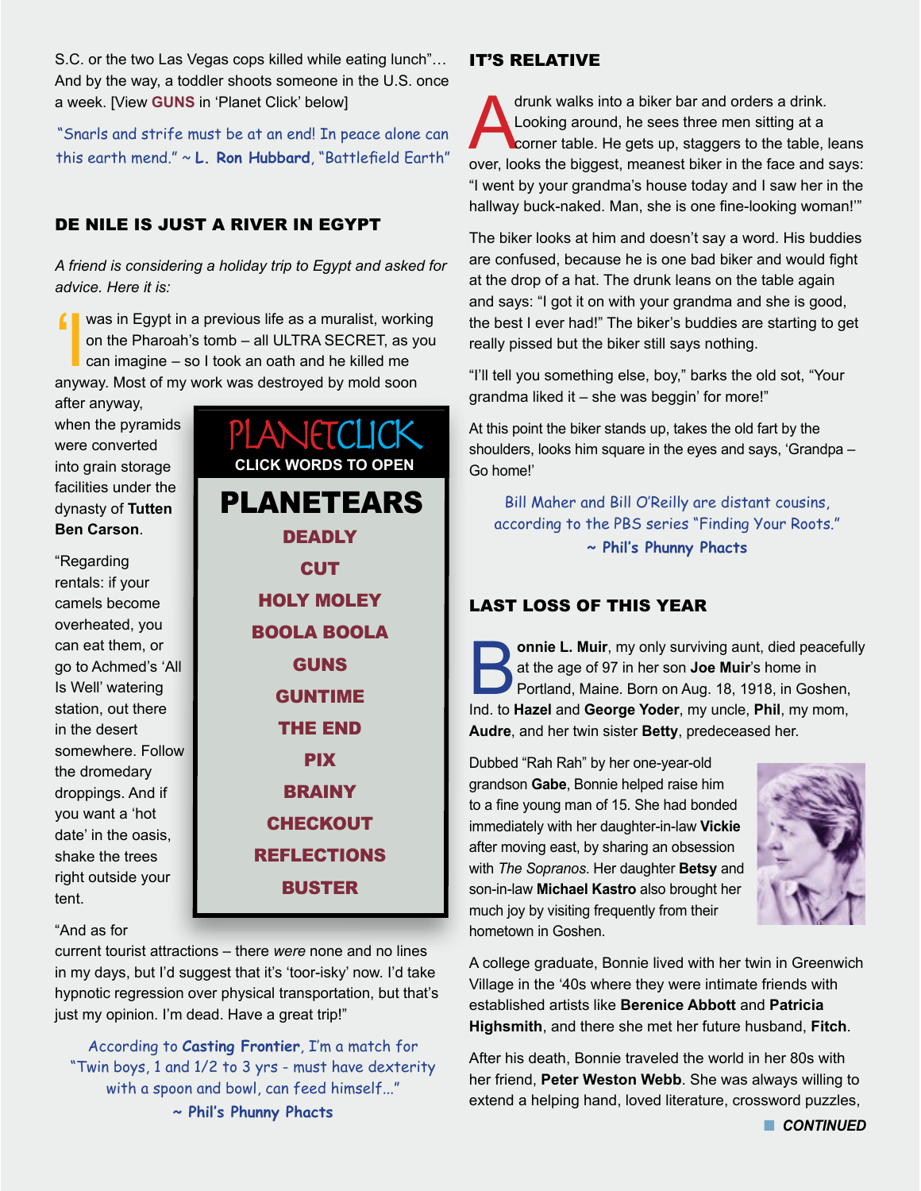S.C. or the two Las Vegas cops killed while eating lunch"… And by the way, a toddler shoots someone in the U.S. once a week. [View **GUNS** in 'Planet Click' below]

"Snarls and strife must be at an end! In peace alone can this earth mend." ~ **L. Ron Hubbard**, "Battlefield Earth"

## DE NILE IS JUST A RIVER IN EGYPT

*A friend is considering a holiday trip to Egypt and asked for advice. Here it is:*

"I was in Egypt in a previous life as a muralist, working on the Pharoah's tomb – all ULTRA SECRET, as you can imagine – so I took an oath and he killed me anyway. Most of my work was destroyed by mold soon after anyway, when the pyramids were converted into grain storage facilities under the dynasty of **Tutten Ben Carson**.

"Regarding rentals: if your camels become overheated, you can eat them, or go to Achmed's 'All Is Well' watering station, out there in the desert somewhere. Follow the dromedary droppings. And if you want a 'hot date' in the oasis, shake the trees right outside your tent.

"And as for current tourist attractions – there *were* none and no lines in my days, but I'd suggest that it's 'toor-isky' now. I'd take hypnotic regression over physical transportation, but that's just my opinion. I'm dead. Have a great trip!"

According to **Casting Frontier**, I'm a match for "Twin boys, 1 and 1/2 to 3 yrs - must have dexterity with a spoon and bowl, can feed himself…"
~ **Phil's Phunny Phacts**

**PLANETCLICK**
**CLICK WORDS TO OPEN**

**PLANETEARS**

- DEADLY
- CUT
- HOLY MOLEY
- BOOLA BOOLA
- GUNS
- GUNTIME
- THE END
- PIX
- BRAINY
- CHECKOUT
- REFLECTIONS
- BUSTER

## IT'S RELATIVE

A drunk walks into a biker bar and orders a drink. Looking around, he sees three men sitting at a corner table. He gets up, staggers to the table, leans over, looks the biggest, meanest biker in the face and says: "I went by your grandma's house today and I saw her in the hallway buck-naked. Man, she is one fine-looking woman!'"

The biker looks at him and doesn't say a word. His buddies are confused, because he is one bad biker and would fight at the drop of a hat. The drunk leans on the table again and says: "I got it on with your grandma and she is good, the best I ever had!" The biker's buddies are starting to get really pissed but the biker still says nothing.

"I'll tell you something else, boy," barks the old sot, "Your grandma liked it – she was beggin' for more!"

At this point the biker stands up, takes the old fart by the shoulders, looks him square in the eyes and says, 'Grandpa – Go home!'

Bill Maher and Bill O'Reilly are distant cousins, according to the PBS series "Finding Your Roots."
~ **Phil's Phunny Phacts**

## LAST LOSS OF THIS YEAR

**Bonnie L. Muir**, my only surviving aunt, died peacefully at the age of 97 in her son **Joe Muir**'s home in Portland, Maine. Born on Aug. 18, 1918, in Goshen, Ind. to **Hazel** and **George Yoder**, my uncle, **Phil**, my mom, **Audre**, and her twin sister **Betty**, predeceased her.

Dubbed "Rah Rah" by her one-year-old grandson **Gabe**, Bonnie helped raise him to a fine young man of 15. She had bonded immediately with her daughter-in-law **Vickie** after moving east, by sharing an obsession with *The Sopranos*. Her daughter **Betsy** and son-in-law **Michael Kastro** also brought her much joy by visiting frequently from their hometown in Goshen.

A college graduate, Bonnie lived with her twin in Greenwich Village in the '40s where they were intimate friends with established artists like **Berenice Abbott** and **Patricia Highsmith**, and there she met her future husband, **Fitch**.

After his death, Bonnie traveled the world in her 80s with her friend, **Peter Weston Webb**. She was always willing to extend a helping hand, loved literature, crossword puzzles,

**CONTINUED**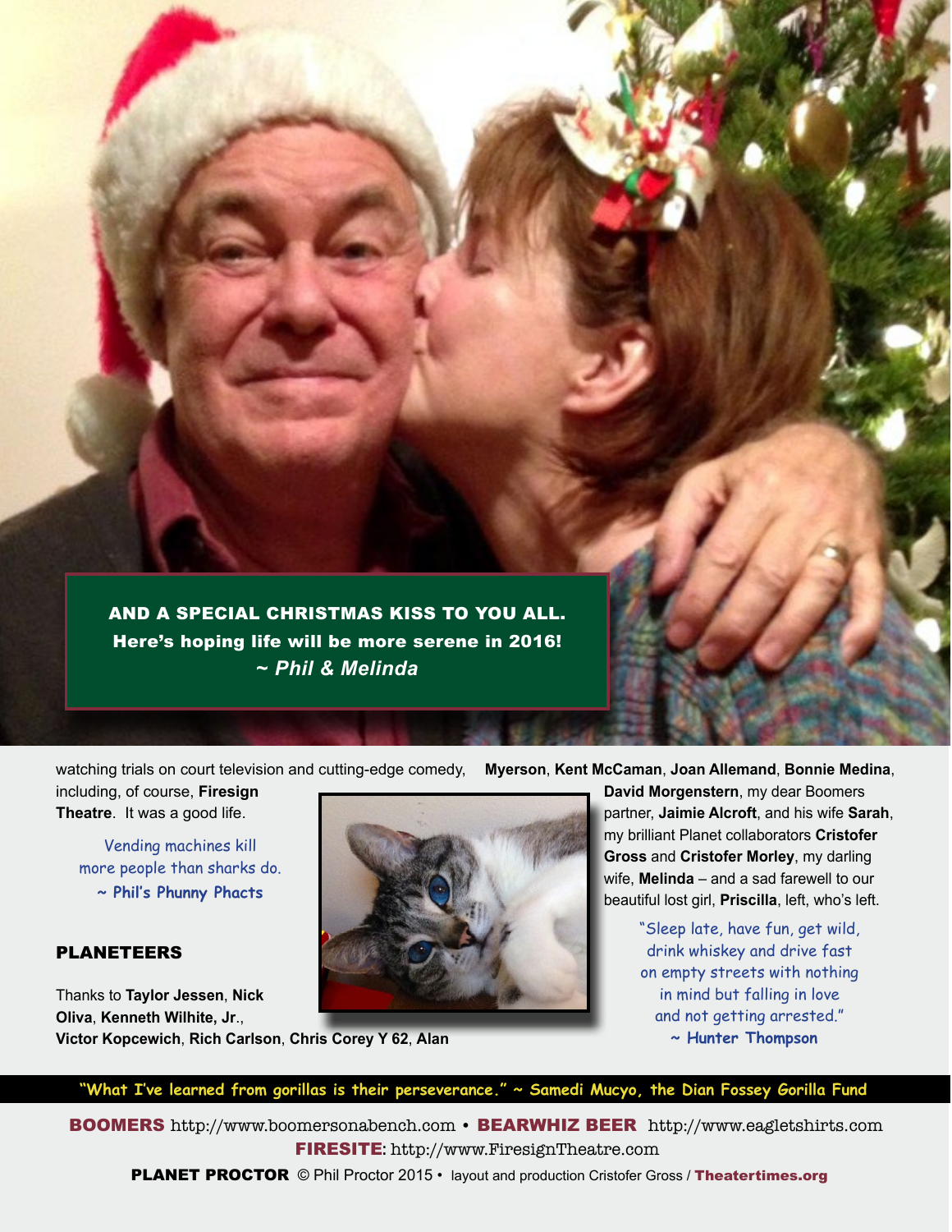AND A SPECIAL CHRISTMAS KISS TO YOU ALL.
Here's hoping life will be more serene in 2016!
*~ Phil & Melinda*

watching trials on court television and cutting-edge comedy, including, of course, **Firesign Theatre**. It was a good life.

Vending machines kill more people than sharks do.
**~ Phil's Phunny Phacts**

## PLANETEERS

Thanks to **Taylor Jessen**, **Nick Oliva**, **Kenneth Wilhite, Jr**., **Victor Kopcewich**, **Rich Carlson**, **Chris Corey Y 62**, **Alan Myerson**, **Kent McCaman**, **Joan Allemand**, **Bonnie Medina**, **David Morgenstern**, my dear Boomers partner, **Jaimie Alcroft**, and his wife **Sarah**, my brilliant Planet collaborators **Cristofer Gross** and **Cristofer Morley**, my darling wife, **Melinda** – and a sad farewell to our beautiful lost girl, **Priscilla**, left, who's left.

"Sleep late, have fun, get wild, drink whiskey and drive fast on empty streets with nothing in mind but falling in love and not getting arrested."
**~ Hunter Thompson**

**"What I've learned from gorillas is their perseverance." ~ Samedi Mucyo, the Dian Fossey Gorilla Fund**

**BOOMERS** http://www.boomersonabench.com • **BEARWHIZ BEER** http://www.eagletshirts.com
**FIRESITE**: http://www.FiresignTheatre.com

**PLANET PROCTOR** © Phil Proctor 2015 • layout and production Cristofer Gross / **Theatertimes.org**